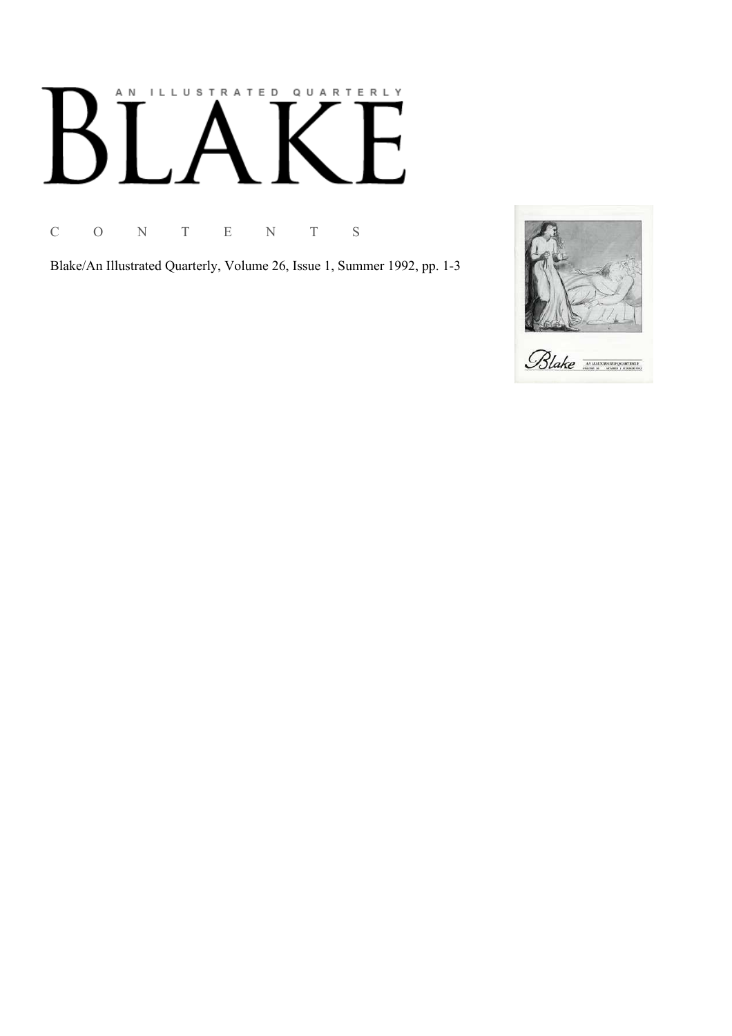# AN ILLUSTRATED QUARTERLY

# BLAKE

C O N T E N T S

Blake/An Illustrated Quarterly, Volume 26, Issue 1, Summer 1992, pp. 1-3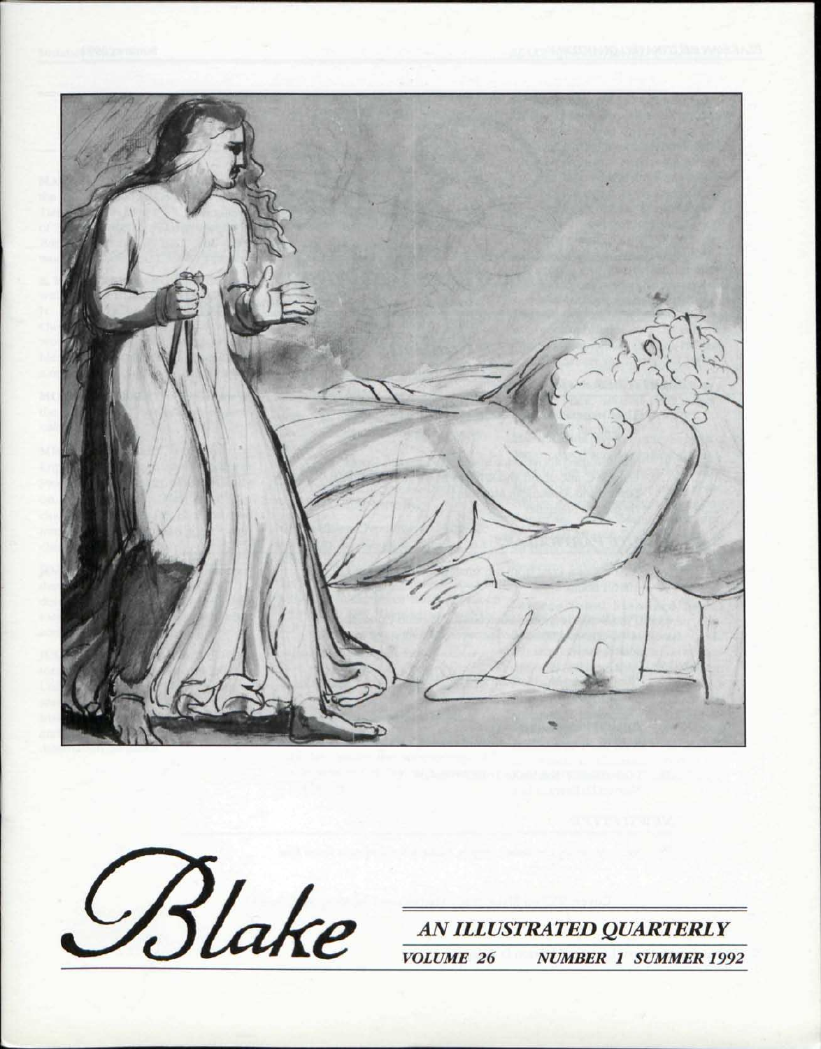Blake

AN ILLUSTRATED QUARTERLY

VOLUME 26 NUMBER 1 SUMMER 1992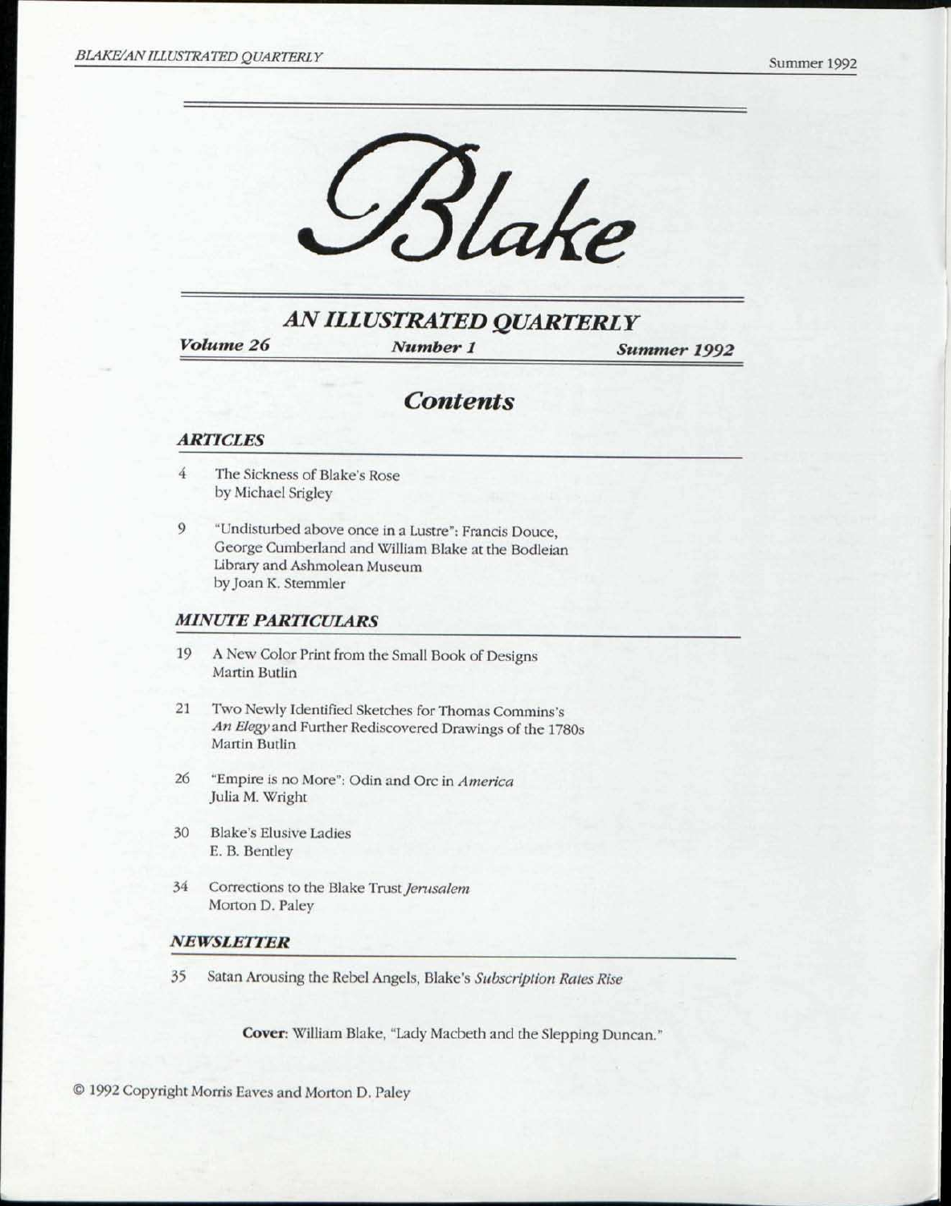# Blake

## AN ILLUSTRATED QUARTERLY

***Volume 26*** ***Number 1*** ***Summer 1992***

## *Contents*

### *ARTICLES*

4 The Sickness of Blake's Rose
by Michael Srigley

9 "Undisturbed above once in a Lustre": Francis Douce, George Cumberland and William Blake at the Bodleian Library and Ashmolean Museum
by Joan K. Stemmler

### *MINUTE PARTICULARS*

19 A New Color Print from the Small Book of Designs
Martin Butlin

21 Two Newly Identified Sketches for Thomas Commins's *An Elegy* and Further Rediscovered Drawings of the 1780s
Martin Butlin

26 "Empire is no More": Odin and Orc in *America*
Julia M. Wright

30 Blake's Elusive Ladies
E. B. Bentley

34 Corrections to the Blake Trust *Jerusalem*
Morton D. Paley

### *NEWSLETTER*

35 Satan Arousing the Rebel Angels, Blake's *Subscription Rates Rise*

**Cover**: William Blake, "Lady Macbeth and the Slepping Duncan."

© 1992 Copyright Morris Eaves and Morton D. Paley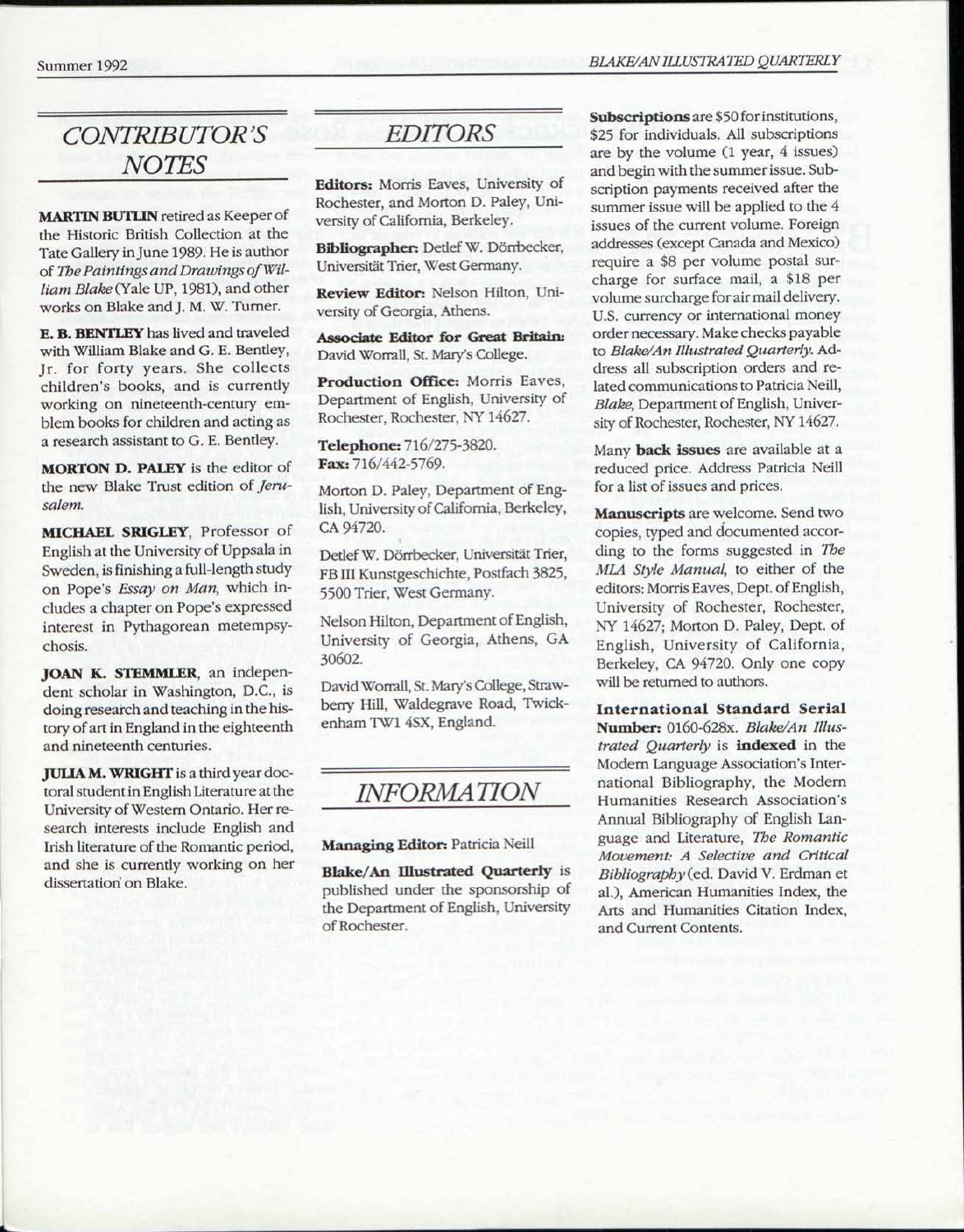## CONTRIBUTOR'S NOTES

**MARTIN BUTLIN** retired as Keeper of the Historic British Collection at the Tate Gallery in June 1989. He is author of *The Paintings and Drawings of William Blake* (Yale UP, 1981), and other works on Blake and J. M. W. Turner.

**E. B. BENTLEY** has lived and traveled with William Blake and G. E. Bentley, Jr. for forty years. She collects children's books, and is currently working on nineteenth-century emblem books for children and acting as a research assistant to G. E. Bentley.

**MORTON D. PALEY** is the editor of the new Blake Trust edition of *Jerusalem.*

**MICHAEL SRIGLEY**, Professor of English at the University of Uppsala in Sweden, is finishing a full-length study on Pope's *Essay on Man*, which includes a chapter on Pope's expressed interest in Pythagorean metempsychosis.

**JOAN K. STEMMLER**, an independent scholar in Washington, D.C., is doing research and teaching in the history of art in England in the eighteenth and nineteenth centuries.

**JULIA M. WRIGHT** is a third year doctoral student in English Literature at the University of Western Ontario. Her research interests include English and Irish literature of the Romantic period, and she is currently working on her dissertation on Blake.

## EDITORS

**Editors:** Morris Eaves, University of Rochester, and Morton D. Paley, University of California, Berkeley.

**Bibliographer:** Detlef W. Dörrbecker, Universität Trier, West Germany.

**Review Editor:** Nelson Hilton, University of Georgia, Athens.

**Associate Editor for Great Britain:** David Worrall, St. Mary's College.

**Production Office:** Morris Eaves, Department of English, University of Rochester, Rochester, NY 14627.

**Telephone:** 716/275-3820.
**Fax:** 716/442-5769.

Morton D. Paley, Department of English, University of California, Berkeley, CA 94720.

Detlef W. Dörrbecker, Universität Trier, FB III Kunstgeschichte, Postfach 3825, 5500 Trier, West Germany.

Nelson Hilton, Department of English, University of Georgia, Athens, GA 30602.

David Worrall, St. Mary's College, Strawberry Hill, Waldegrave Road, Twickenham TW1 4SX, England.

## INFORMATION

**Managing Editor:** Patricia Neill

**Blake/An Illustrated Quarterly** is published under the sponsorship of the Department of English, University of Rochester.

**Subscriptions** are $50 for institutions, $25 for individuals. All subscriptions are by the volume (1 year, 4 issues) and begin with the summer issue. Subscription payments received after the summer issue will be applied to the 4 issues of the current volume. Foreign addresses (except Canada and Mexico) require a $8 per volume postal surcharge for surface mail, a $18 per volume surcharge for air mail delivery. U.S. currency or international money order necessary. Make checks payable to *Blake/An Illustrated Quarterly*. Address all subscription orders and related communications to Patricia Neill, *Blake*, Department of English, University of Rochester, Rochester, NY 14627.

Many **back issues** are available at a reduced price. Address Patricia Neill for a list of issues and prices.

**Manuscripts** are welcome. Send two copies, typed and documented according to the forms suggested in *The MLA Style Manual*, to either of the editors: Morris Eaves, Dept. of English, University of Rochester, Rochester, NY 14627; Morton D. Paley, Dept. of English, University of California, Berkeley, CA 94720. Only one copy will be returned to authors.

**International Standard Serial Number:** 0160-628x. *Blake/An Illustrated Quarterly* is **indexed** in the Modern Language Association's International Bibliography, the Modern Humanities Research Association's Annual Bibliography of English Language and Literature, *The Romantic Movement: A Selective and Critical Bibliography* (ed. David V. Erdman et al.), American Humanities Index, the Arts and Humanities Citation Index, and Current Contents.